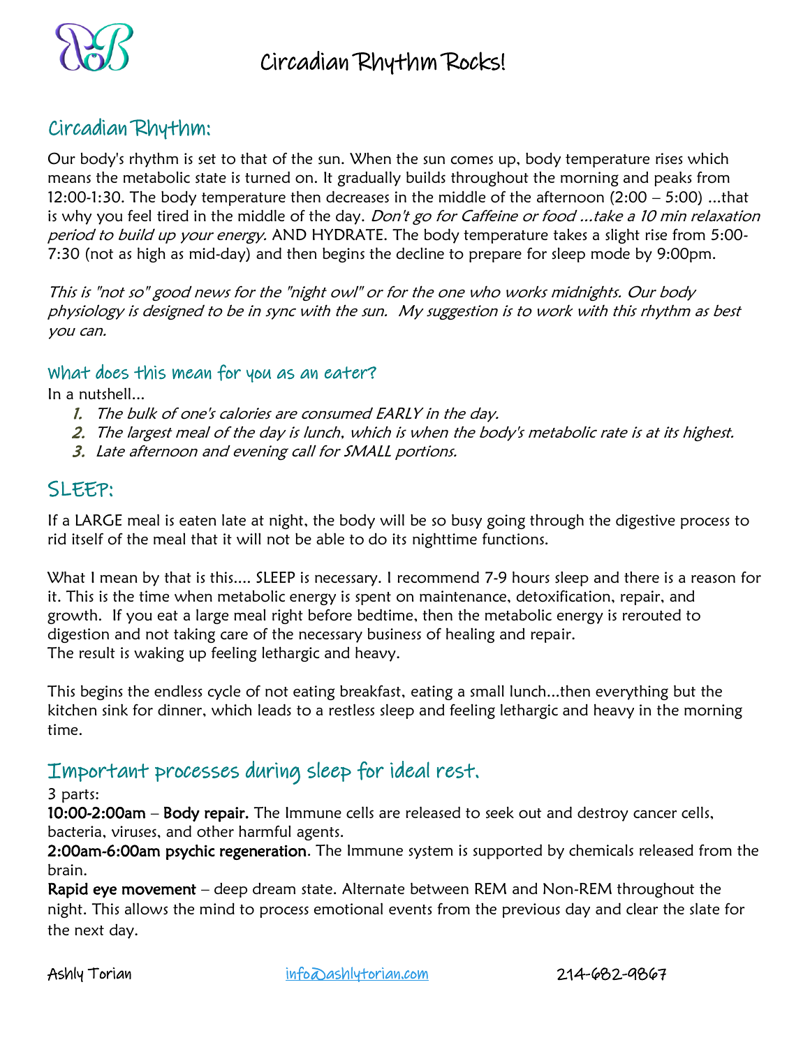# Circadian Rhythm Rocks!

## Circadian Rhythm:

Our body's rhythm is set to that of the sun. When the sun comes up, body temperature rises which means the metabolic state is turned on. It gradually builds throughout the morning and peaks from 12:00-1:30. The body temperature then decreases in the middle of the afternoon (2:00 – 5:00) ...that is why you feel tired in the middle of the day. *Don't go for Caffeine or food ...take a 10 min relaxation period to build up your energy.* AND HYDRATE. The body temperature takes a slight rise from 5:00-7:30 (not as high as mid-day) and then begins the decline to prepare for sleep mode by 9:00pm.

*This is "not so" good news for the "night owl" or for the one who works midnights. Our body physiology is designed to be in sync with the sun. My suggestion is to work with this rhythm as best you can.*

### What does this mean for you as an eater?

In a nutshell...

1. *The bulk of one's calories are consumed EARLY in the day.*
2. *The largest meal of the day is lunch, which is when the body's metabolic rate is at its highest.*
3. *Late afternoon and evening call for SMALL portions.*

## SLEEP:

If a LARGE meal is eaten late at night, the body will be so busy going through the digestive process to rid itself of the meal that it will not be able to do its nighttime functions.

What I mean by that is this.... SLEEP is necessary. I recommend 7-9 hours sleep and there is a reason for it. This is the time when metabolic energy is spent on maintenance, detoxification, repair, and growth. If you eat a large meal right before bedtime, then the metabolic energy is rerouted to digestion and not taking care of the necessary business of healing and repair.
The result is waking up feeling lethargic and heavy.

This begins the endless cycle of not eating breakfast, eating a small lunch...then everything but the kitchen sink for dinner, which leads to a restless sleep and feeling lethargic and heavy in the morning time.

## Important processes during sleep for ideal rest.

3 parts:

**10:00-2:00am** – **Body repair.** The Immune cells are released to seek out and destroy cancer cells, bacteria, viruses, and other harmful agents.

**2:00am-6:00am psychic regeneration**. The Immune system is supported by chemicals released from the brain.

**Rapid eye movement** – deep dream state. Alternate between REM and Non-REM throughout the night. This allows the mind to process emotional events from the previous day and clear the slate for the next day.

Ashly Torian [info@ashlytorian.com](mailto:info@ashlytorian.com) 214-682-9867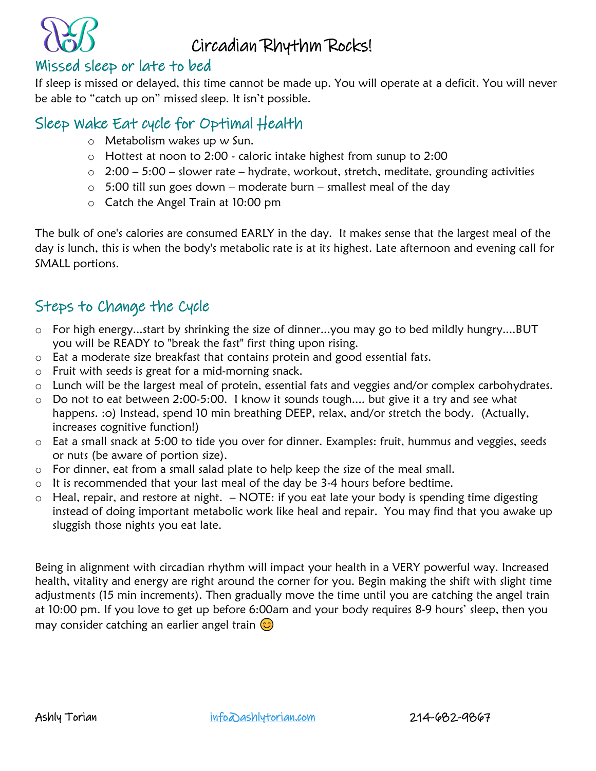# Circadian Rhythm Rocks!

## Missed sleep or late to bed

If sleep is missed or delayed, this time cannot be made up. You will operate at a deficit. You will never be able to "catch up on" missed sleep. It isn't possible.

## Sleep Wake Eat cycle for Optimal Health

- Metabolism wakes up w Sun.
- Hottest at noon to 2:00 - caloric intake highest from sunup to 2:00
- 2:00 – 5:00 – slower rate – hydrate, workout, stretch, meditate, grounding activities
- 5:00 till sun goes down – moderate burn – smallest meal of the day
- Catch the Angel Train at 10:00 pm

The bulk of one's calories are consumed EARLY in the day. It makes sense that the largest meal of the day is lunch, this is when the body's metabolic rate is at its highest. Late afternoon and evening call for SMALL portions.

## Steps to Change the Cycle

- For high energy...start by shrinking the size of dinner...you may go to bed mildly hungry....BUT you will be READY to "break the fast" first thing upon rising.
- Eat a moderate size breakfast that contains protein and good essential fats.
- Fruit with seeds is great for a mid-morning snack.
- Lunch will be the largest meal of protein, essential fats and veggies and/or complex carbohydrates.
- Do not to eat between 2:00-5:00. I know it sounds tough.... but give it a try and see what happens. :o) Instead, spend 10 min breathing DEEP, relax, and/or stretch the body. (Actually, increases cognitive function!)
- Eat a small snack at 5:00 to tide you over for dinner. Examples: fruit, hummus and veggies, seeds or nuts (be aware of portion size).
- For dinner, eat from a small salad plate to help keep the size of the meal small.
- It is recommended that your last meal of the day be 3-4 hours before bedtime.
- Heal, repair, and restore at night. – NOTE: if you eat late your body is spending time digesting instead of doing important metabolic work like heal and repair. You may find that you awake up sluggish those nights you eat late.

Being in alignment with circadian rhythm will impact your health in a VERY powerful way. Increased health, vitality and energy are right around the corner for you. Begin making the shift with slight time adjustments (15 min increments). Then gradually move the time until you are catching the angel train at 10:00 pm. If you love to get up before 6:00am and your body requires 8-9 hours' sleep, then you may consider catching an earlier angel train 😊

Ashly Torian info@ashlytorian.com 214-682-9867